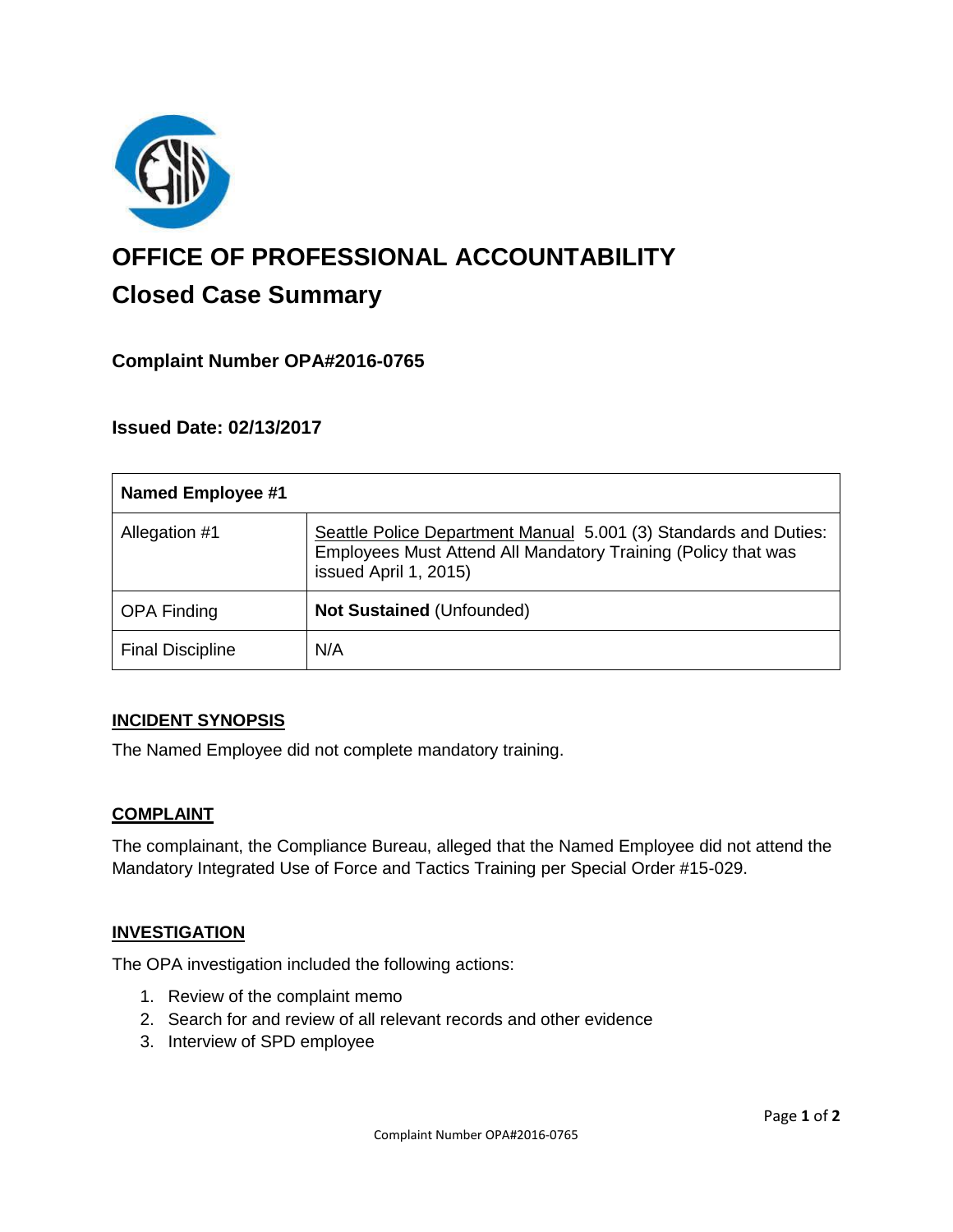# OFFICE OF PROFESSIONAL ACCOUNTABILITY

## Closed Case Summary

### Complaint Number OPA#2016-0765

### Issued Date: 02/13/2017

| Named Employee #1 | |
|---|---|
| Allegation #1 | Seattle Police Department Manual 5.001 (3) Standards and Duties: Employees Must Attend All Mandatory Training (Policy that was issued April 1, 2015) |
| OPA Finding | **Not Sustained** (Unfounded) |
| Final Discipline | N/A |

### INCIDENT SYNOPSIS

The Named Employee did not complete mandatory training.

### COMPLAINT

The complainant, the Compliance Bureau, alleged that the Named Employee did not attend the Mandatory Integrated Use of Force and Tactics Training per Special Order #15-029.

### INVESTIGATION

The OPA investigation included the following actions:

1. Review of the complaint memo
2. Search for and review of all relevant records and other evidence
3. Interview of SPD employee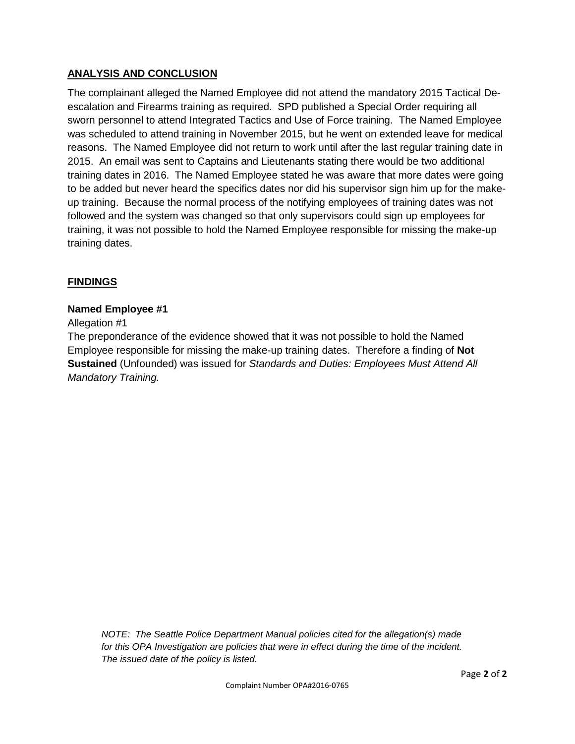## ANALYSIS AND CONCLUSION

The complainant alleged the Named Employee did not attend the mandatory 2015 Tactical De-escalation and Firearms training as required. SPD published a Special Order requiring all sworn personnel to attend Integrated Tactics and Use of Force training. The Named Employee was scheduled to attend training in November 2015, but he went on extended leave for medical reasons. The Named Employee did not return to work until after the last regular training date in 2015. An email was sent to Captains and Lieutenants stating there would be two additional training dates in 2016. The Named Employee stated he was aware that more dates were going to be added but never heard the specifics dates nor did his supervisor sign him up for the make-up training. Because the normal process of the notifying employees of training dates was not followed and the system was changed so that only supervisors could sign up employees for training, it was not possible to hold the Named Employee responsible for missing the make-up training dates.

## FINDINGS

**Named Employee #1**

Allegation #1

The preponderance of the evidence showed that it was not possible to hold the Named Employee responsible for missing the make-up training dates. Therefore a finding of **Not Sustained** (Unfounded) was issued for *Standards and Duties: Employees Must Attend All Mandatory Training.*

*NOTE: The Seattle Police Department Manual policies cited for the allegation(s) made for this OPA Investigation are policies that were in effect during the time of the incident. The issued date of the policy is listed.*

Complaint Number OPA#2016-0765